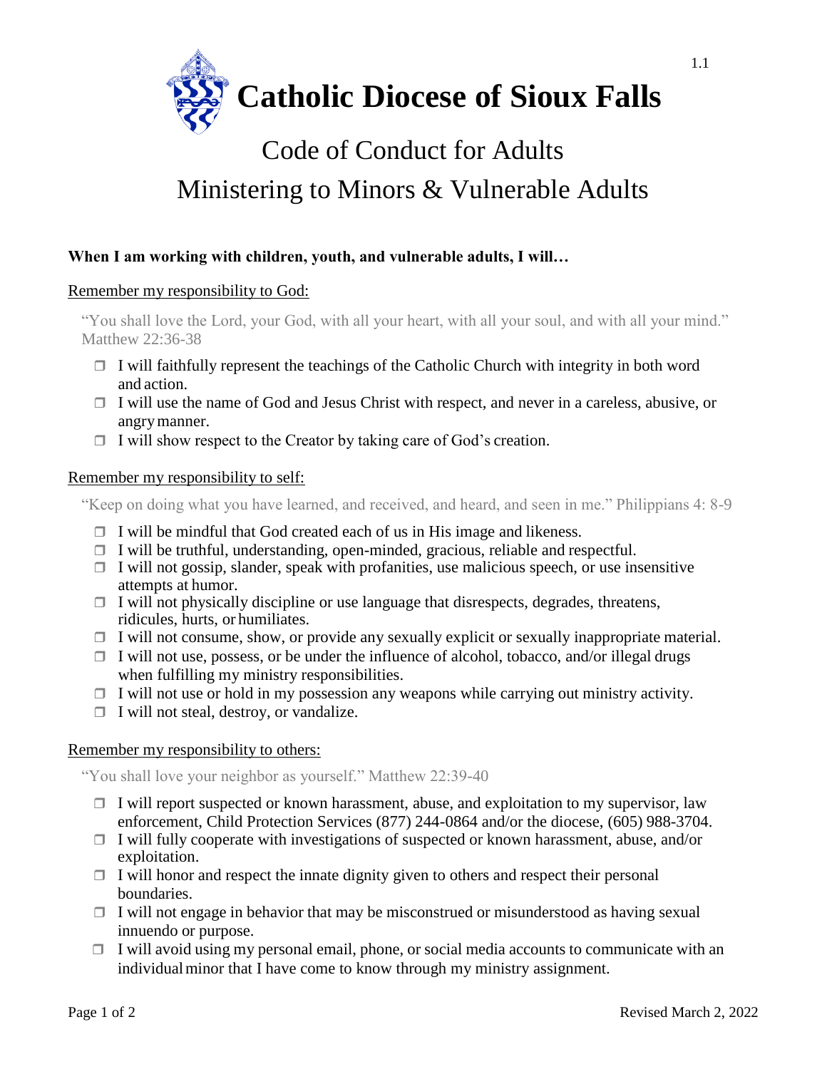# Catholic Diocese of Sioux Falls

## Code of Conduct for Adults Ministering to Minors & Vulnerable Adults

**When I am working with children, youth, and vulnerable adults, I will…**

### Remember my responsibility to God:

"You shall love the Lord, your God, with all your heart, with all your soul, and with all your mind." Matthew 22:36-38

- ❒ I will faithfully represent the teachings of the Catholic Church with integrity in both word and action.
- ❒ I will use the name of God and Jesus Christ with respect, and never in a careless, abusive, or angry manner.
- ❒ I will show respect to the Creator by taking care of God's creation.

### Remember my responsibility to self:

"Keep on doing what you have learned, and received, and heard, and seen in me." Philippians 4: 8-9

- ❒ I will be mindful that God created each of us in His image and likeness.
- ❒ I will be truthful, understanding, open-minded, gracious, reliable and respectful.
- ❒ I will not gossip, slander, speak with profanities, use malicious speech, or use insensitive attempts at humor.
- ❒ I will not physically discipline or use language that disrespects, degrades, threatens, ridicules, hurts, or humiliates.
- ❒ I will not consume, show, or provide any sexually explicit or sexually inappropriate material.
- ❒ I will not use, possess, or be under the influence of alcohol, tobacco, and/or illegal drugs when fulfilling my ministry responsibilities.
- ❒ I will not use or hold in my possession any weapons while carrying out ministry activity.
- ❒ I will not steal, destroy, or vandalize.

### Remember my responsibility to others:

"You shall love your neighbor as yourself." Matthew 22:39-40

- ❒ I will report suspected or known harassment, abuse, and exploitation to my supervisor, law enforcement, Child Protection Services (877) 244-0864 and/or the diocese, (605) 988-3704.
- ❒ I will fully cooperate with investigations of suspected or known harassment, abuse, and/or exploitation.
- ❒ I will honor and respect the innate dignity given to others and respect their personal boundaries.
- ❒ I will not engage in behavior that may be misconstrued or misunderstood as having sexual innuendo or purpose.
- ❒ I will avoid using my personal email, phone, or social media accounts to communicate with an individual minor that I have come to know through my ministry assignment.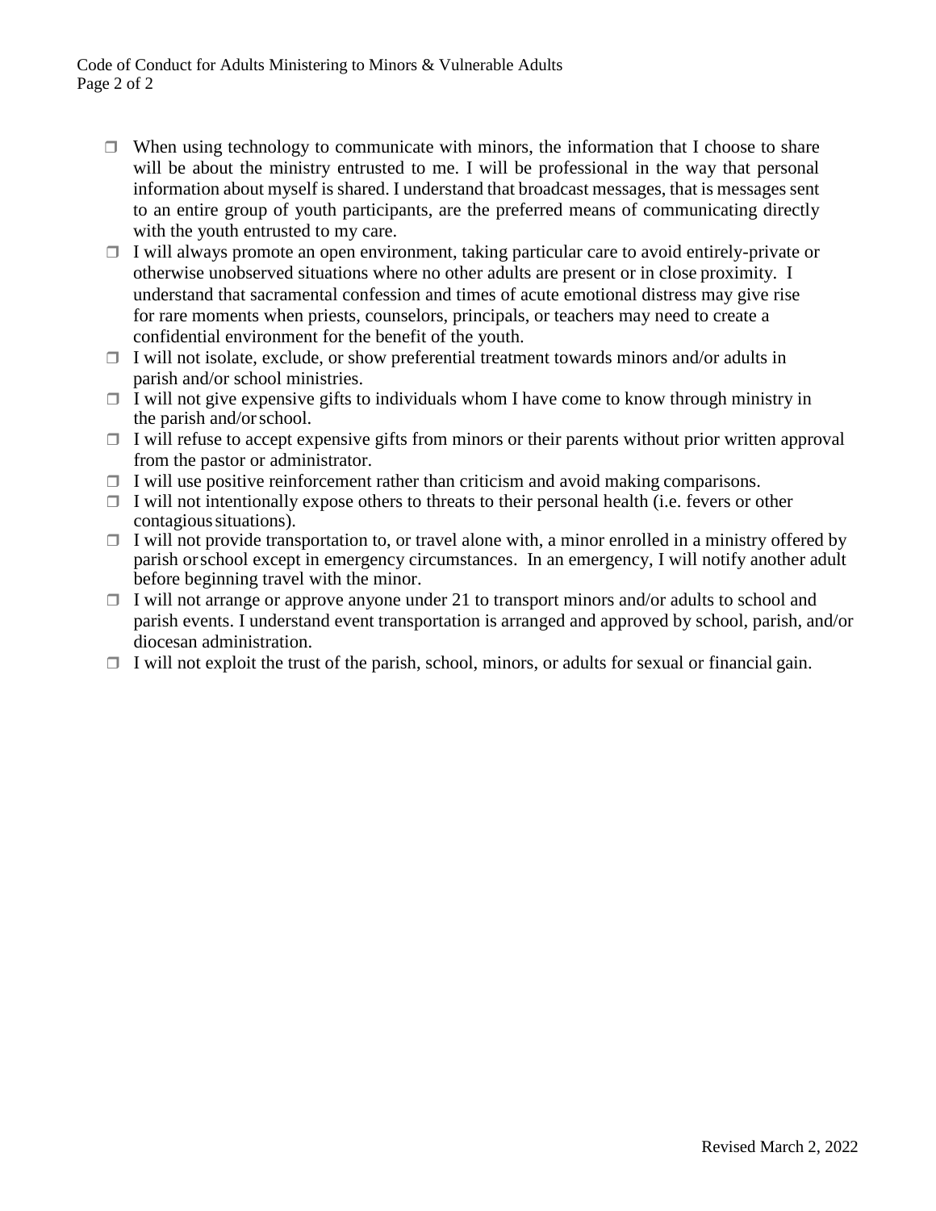- ❒ When using technology to communicate with minors, the information that I choose to share will be about the ministry entrusted to me. I will be professional in the way that personal information about myself is shared. I understand that broadcast messages, that is messages sent to an entire group of youth participants, are the preferred means of communicating directly with the youth entrusted to my care.
- ❒ I will always promote an open environment, taking particular care to avoid entirely-private or otherwise unobserved situations where no other adults are present or in close proximity. I understand that sacramental confession and times of acute emotional distress may give rise for rare moments when priests, counselors, principals, or teachers may need to create a confidential environment for the benefit of the youth.
- ❒ I will not isolate, exclude, or show preferential treatment towards minors and/or adults in parish and/or school ministries.
- ❒ I will not give expensive gifts to individuals whom I have come to know through ministry in the parish and/or school.
- ❒ I will refuse to accept expensive gifts from minors or their parents without prior written approval from the pastor or administrator.
- ❒ I will use positive reinforcement rather than criticism and avoid making comparisons.
- ❒ I will not intentionally expose others to threats to their personal health (i.e. fevers or other contagious situations).
- ❒ I will not provide transportation to, or travel alone with, a minor enrolled in a ministry offered by parish or school except in emergency circumstances. In an emergency, I will notify another adult before beginning travel with the minor.
- ❒ I will not arrange or approve anyone under 21 to transport minors and/or adults to school and parish events. I understand event transportation is arranged and approved by school, parish, and/or diocesan administration.
- ❒ I will not exploit the trust of the parish, school, minors, or adults for sexual or financial gain.

Revised March 2, 2022